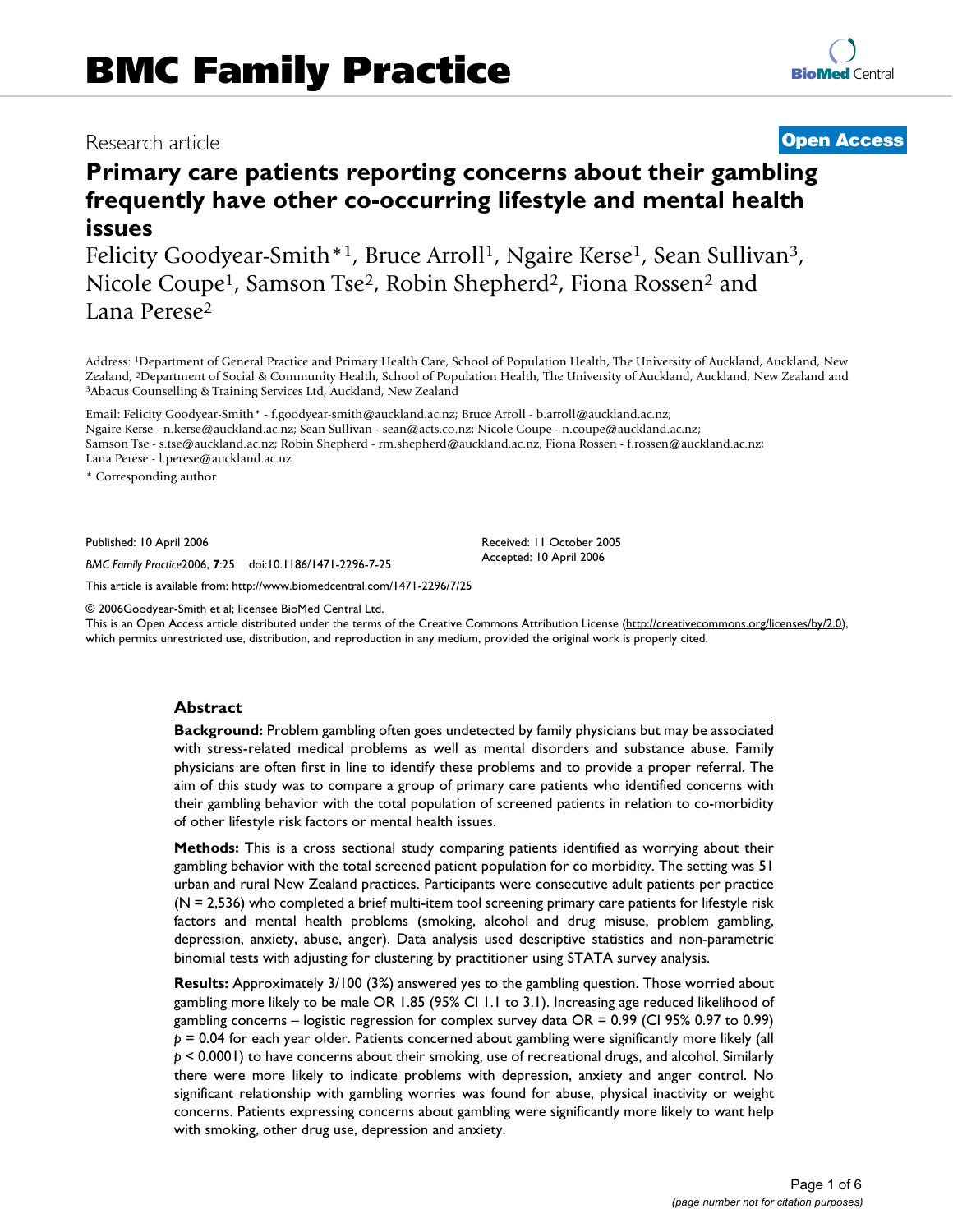Research article

**Open Access**

# Primary care patients reporting concerns about their gambling frequently have other co-occurring lifestyle and mental health issues

Felicity Goodyear-Smith*[1], Bruce Arroll[1], Ngaire Kerse[1], Sean Sullivan[3], Nicole Coupe[1], Samson Tse[2], Robin Shepherd[2], Fiona Rossen[2] and Lana Perese[2]

Address: [1]Department of General Practice and Primary Health Care, School of Population Health, The University of Auckland, Auckland, New Zealand, [2]Department of Social & Community Health, School of Population Health, The University of Auckland, Auckland, New Zealand and [3]Abacus Counselling & Training Services Ltd, Auckland, New Zealand

Email: Felicity Goodyear-Smith* - f.goodyear-smith@auckland.ac.nz; Bruce Arroll - b.arroll@auckland.ac.nz; Ngaire Kerse - n.kerse@auckland.ac.nz; Sean Sullivan - sean@acts.co.nz; Nicole Coupe - n.coupe@auckland.ac.nz; Samson Tse - s.tse@auckland.ac.nz; Robin Shepherd - rm.shepherd@auckland.ac.nz; Fiona Rossen - f.rossen@auckland.ac.nz; Lana Perese - l.perese@auckland.ac.nz

* Corresponding author

Published: 10 April 2006

*BMC Family Practice* 2006, **7**:25 doi:10.1186/1471-2296-7-25

Received: 11 October 2005
Accepted: 10 April 2006

This article is available from: http://www.biomedcentral.com/1471-2296/7/25

© 2006Goodyear-Smith et al; licensee BioMed Central Ltd.
This is an Open Access article distributed under the terms of the Creative Commons Attribution License (http://creativecommons.org/licenses/by/2.0), which permits unrestricted use, distribution, and reproduction in any medium, provided the original work is properly cited.

## Abstract

**Background:** Problem gambling often goes undetected by family physicians but may be associated with stress-related medical problems as well as mental disorders and substance abuse. Family physicians are often first in line to identify these problems and to provide a proper referral. The aim of this study was to compare a group of primary care patients who identified concerns with their gambling behavior with the total population of screened patients in relation to co-morbidity of other lifestyle risk factors or mental health issues.

**Methods:** This is a cross sectional study comparing patients identified as worrying about their gambling behavior with the total screened patient population for co morbidity. The setting was 51 urban and rural New Zealand practices. Participants were consecutive adult patients per practice (N = 2,536) who completed a brief multi-item tool screening primary care patients for lifestyle risk factors and mental health problems (smoking, alcohol and drug misuse, problem gambling, depression, anxiety, abuse, anger). Data analysis used descriptive statistics and non-parametric binomial tests with adjusting for clustering by practitioner using STATA survey analysis.

**Results:** Approximately 3/100 (3%) answered yes to the gambling question. Those worried about gambling more likely to be male OR 1.85 (95% CI 1.1 to 3.1). Increasing age reduced likelihood of gambling concerns – logistic regression for complex survey data OR = 0.99 (CI 95% 0.97 to 0.99) $p = 0.04$ for each year older. Patients concerned about gambling were significantly more likely (all $p < 0.0001$) to have concerns about their smoking, use of recreational drugs, and alcohol. Similarly there were more likely to indicate problems with depression, anxiety and anger control. No significant relationship with gambling worries was found for abuse, physical inactivity or weight concerns. Patients expressing concerns about gambling were significantly more likely to want help with smoking, other drug use, depression and anxiety.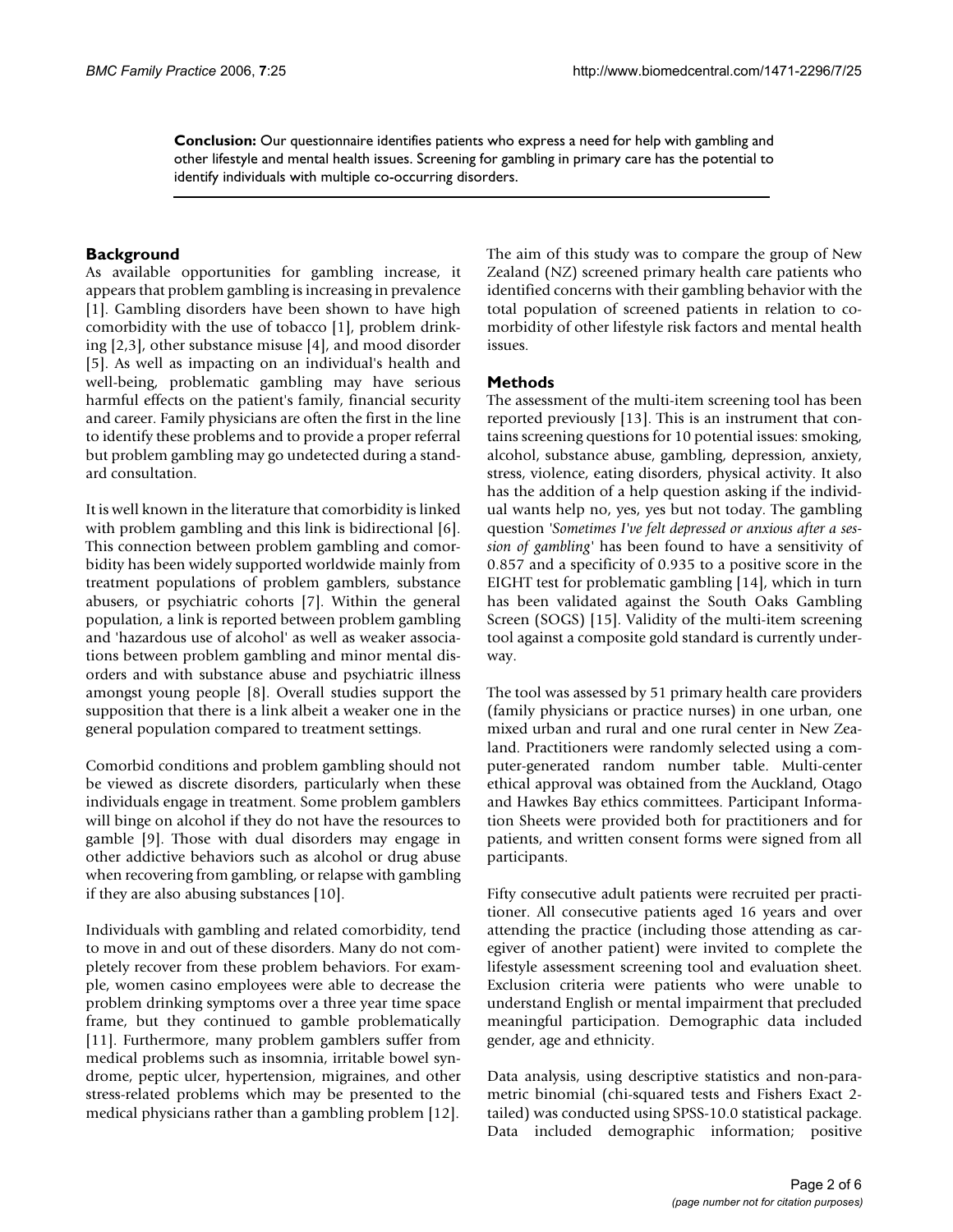**Conclusion:** Our questionnaire identifies patients who express a need for help with gambling and other lifestyle and mental health issues. Screening for gambling in primary care has the potential to identify individuals with multiple co-occurring disorders.

## Background

As available opportunities for gambling increase, it appears that problem gambling is increasing in prevalence [1]. Gambling disorders have been shown to have high comorbidity with the use of tobacco [1], problem drinking [2,3], other substance misuse [4], and mood disorder [5]. As well as impacting on an individual's health and well-being, problematic gambling may have serious harmful effects on the patient's family, financial security and career. Family physicians are often the first in the line to identify these problems and to provide a proper referral but problem gambling may go undetected during a standard consultation.

It is well known in the literature that comorbidity is linked with problem gambling and this link is bidirectional [6]. This connection between problem gambling and comorbidity has been widely supported worldwide mainly from treatment populations of problem gamblers, substance abusers, or psychiatric cohorts [7]. Within the general population, a link is reported between problem gambling and 'hazardous use of alcohol' as well as weaker associations between problem gambling and minor mental disorders and with substance abuse and psychiatric illness amongst young people [8]. Overall studies support the supposition that there is a link albeit a weaker one in the general population compared to treatment settings.

Comorbid conditions and problem gambling should not be viewed as discrete disorders, particularly when these individuals engage in treatment. Some problem gamblers will binge on alcohol if they do not have the resources to gamble [9]. Those with dual disorders may engage in other addictive behaviors such as alcohol or drug abuse when recovering from gambling, or relapse with gambling if they are also abusing substances [10].

Individuals with gambling and related comorbidity, tend to move in and out of these disorders. Many do not completely recover from these problem behaviors. For example, women casino employees were able to decrease the problem drinking symptoms over a three year time space frame, but they continued to gamble problematically [11]. Furthermore, many problem gamblers suffer from medical problems such as insomnia, irritable bowel syndrome, peptic ulcer, hypertension, migraines, and other stress-related problems which may be presented to the medical physicians rather than a gambling problem [12].

The aim of this study was to compare the group of New Zealand (NZ) screened primary health care patients who identified concerns with their gambling behavior with the total population of screened patients in relation to comorbidity of other lifestyle risk factors and mental health issues.

## Methods

The assessment of the multi-item screening tool has been reported previously [13]. This is an instrument that contains screening questions for 10 potential issues: smoking, alcohol, substance abuse, gambling, depression, anxiety, stress, violence, eating disorders, physical activity. It also has the addition of a help question asking if the individual wants help no, yes, yes but not today. The gambling question *'Sometimes I've felt depressed or anxious after a session of gambling'* has been found to have a sensitivity of 0.857 and a specificity of 0.935 to a positive score in the EIGHT test for problematic gambling [14], which in turn has been validated against the South Oaks Gambling Screen (SOGS) [15]. Validity of the multi-item screening tool against a composite gold standard is currently underway.

The tool was assessed by 51 primary health care providers (family physicians or practice nurses) in one urban, one mixed urban and rural and one rural center in New Zealand. Practitioners were randomly selected using a computer-generated random number table. Multi-center ethical approval was obtained from the Auckland, Otago and Hawkes Bay ethics committees. Participant Information Sheets were provided both for practitioners and for patients, and written consent forms were signed from all participants.

Fifty consecutive adult patients were recruited per practitioner. All consecutive patients aged 16 years and over attending the practice (including those attending as caregiver of another patient) were invited to complete the lifestyle assessment screening tool and evaluation sheet. Exclusion criteria were patients who were unable to understand English or mental impairment that precluded meaningful participation. Demographic data included gender, age and ethnicity.

Data analysis, using descriptive statistics and non-parametric binomial (chi-squared tests and Fishers Exact 2-tailed) was conducted using SPSS-10.0 statistical package. Data included demographic information; positive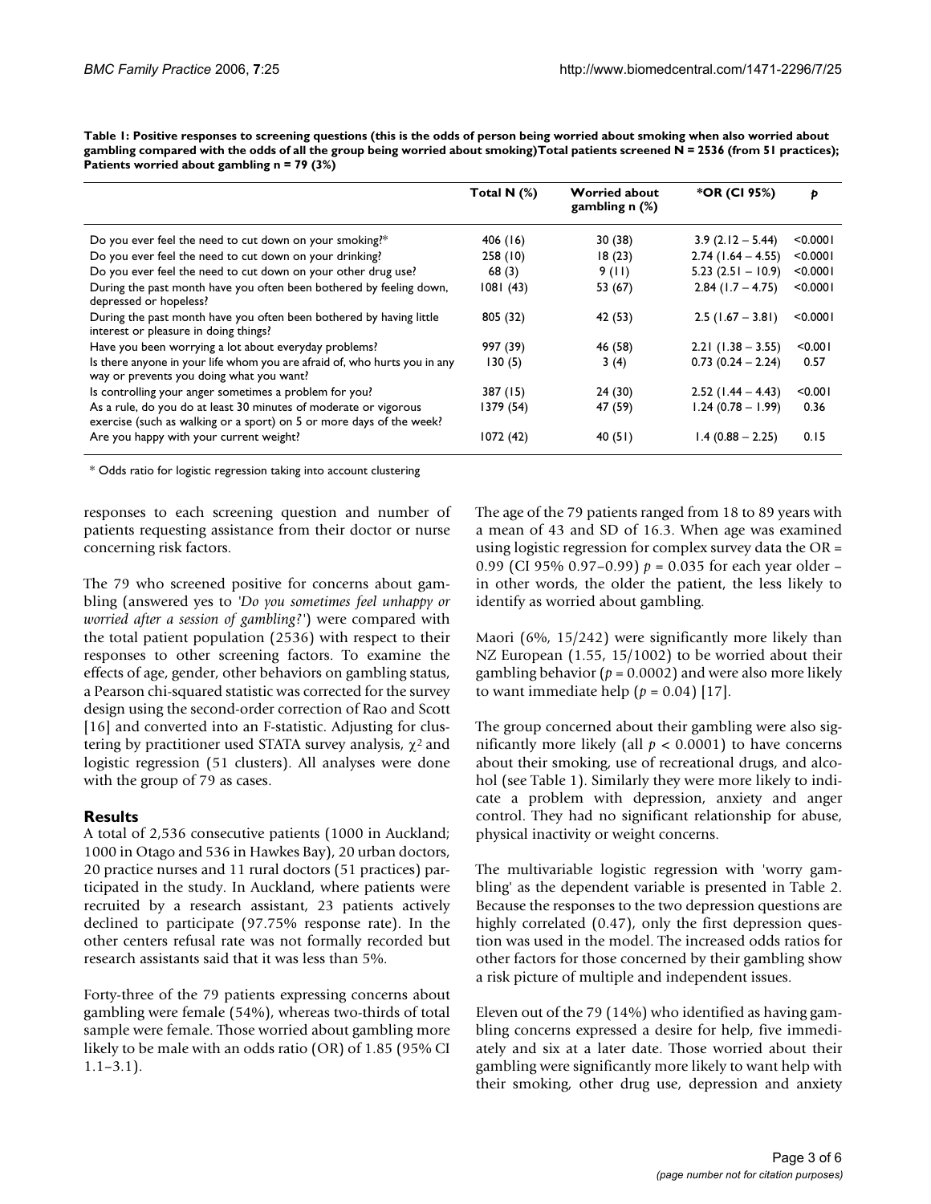**Table 1: Positive responses to screening questions (this is the odds of person being worried about smoking when also worried about gambling compared with the odds of all the group being worried about smoking)Total patients screened N = 2536 (from 51 practices); Patients worried about gambling n = 79 (3%)**

| | Total N (%) | Worried about gambling n (%) | *OR (CI 95%) | *p* |
|---|---|---|---|---|
| Do you ever feel the need to cut down on your smoking?* | 406 (16) | 30 (38) | 3.9 (2.12 – 5.44) | <0.0001 |
| Do you ever feel the need to cut down on your drinking? | 258 (10) | 18 (23) | 2.74 (1.64 – 4.55) | <0.0001 |
| Do you ever feel the need to cut down on your other drug use? | 68 (3) | 9 (11) | 5.23 (2.51 – 10.9) | <0.0001 |
| During the past month have you often been bothered by feeling down, depressed or hopeless? | 1081 (43) | 53 (67) | 2.84 (1.7 – 4.75) | <0.0001 |
| During the past month have you often been bothered by having little interest or pleasure in doing things? | 805 (32) | 42 (53) | 2.5 (1.67 – 3.81) | <0.0001 |
| Have you been worrying a lot about everyday problems? | 997 (39) | 46 (58) | 2.21 (1.38 – 3.55) | <0.001 |
| Is there anyone in your life whom you are afraid of, who hurts you in any way or prevents you doing what you want? | 130 (5) | 3 (4) | 0.73 (0.24 – 2.24) | 0.57 |
| Is controlling your anger sometimes a problem for you? | 387 (15) | 24 (30) | 2.52 (1.44 – 4.43) | <0.001 |
| As a rule, do you do at least 30 minutes of moderate or vigorous exercise (such as walking or a sport) on 5 or more days of the week? | 1379 (54) | 47 (59) | 1.24 (0.78 – 1.99) | 0.36 |
| Are you happy with your current weight? | 1072 (42) | 40 (51) | 1.4 (0.88 – 2.25) | 0.15 |

\* Odds ratio for logistic regression taking into account clustering

responses to each screening question and number of patients requesting assistance from their doctor or nurse concerning risk factors.

The 79 who screened positive for concerns about gambling (answered yes to '*Do you sometimes feel unhappy or worried after a session of gambling?*') were compared with the total patient population (2536) with respect to their responses to other screening factors. To examine the effects of age, gender, other behaviors on gambling status, a Pearson chi-squared statistic was corrected for the survey design using the second-order correction of Rao and Scott [16] and converted into an F-statistic. Adjusting for clustering by practitioner used STATA survey analysis, $\chi^2$ and logistic regression (51 clusters). All analyses were done with the group of 79 as cases.

## Results

A total of 2,536 consecutive patients (1000 in Auckland; 1000 in Otago and 536 in Hawkes Bay), 20 urban doctors, 20 practice nurses and 11 rural doctors (51 practices) participated in the study. In Auckland, where patients were recruited by a research assistant, 23 patients actively declined to participate (97.75% response rate). In the other centers refusal rate was not formally recorded but research assistants said that it was less than 5%.

Forty-three of the 79 patients expressing concerns about gambling were female (54%), whereas two-thirds of total sample were female. Those worried about gambling more likely to be male with an odds ratio (OR) of 1.85 (95% CI 1.1–3.1).

The age of the 79 patients ranged from 18 to 89 years with a mean of 43 and SD of 16.3. When age was examined using logistic regression for complex survey data the OR = 0.99 (CI 95% 0.97–0.99) $p = 0.035$ for each year older – in other words, the older the patient, the less likely to identify as worried about gambling.

Maori (6%, 15/242) were significantly more likely than NZ European (1.55, 15/1002) to be worried about their gambling behavior ($p = 0.0002$) and were also more likely to want immediate help ($p = 0.04$) [17].

The group concerned about their gambling were also significantly more likely (all $p < 0.0001$) to have concerns about their smoking, use of recreational drugs, and alcohol (see Table 1). Similarly they were more likely to indicate a problem with depression, anxiety and anger control. They had no significant relationship for abuse, physical inactivity or weight concerns.

The multivariable logistic regression with 'worry gambling' as the dependent variable is presented in Table 2. Because the responses to the two depression questions are highly correlated (0.47), only the first depression question was used in the model. The increased odds ratios for other factors for those concerned by their gambling show a risk picture of multiple and independent issues.

Eleven out of the 79 (14%) who identified as having gambling concerns expressed a desire for help, five immediately and six at a later date. Those worried about their gambling were significantly more likely to want help with their smoking, other drug use, depression and anxiety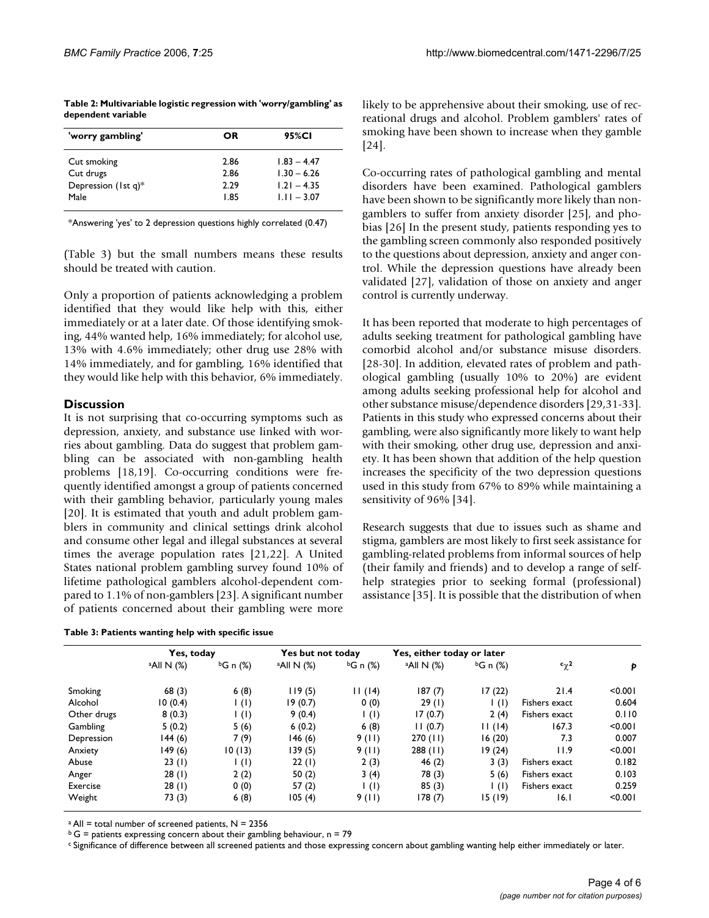**Table 2: Multivariable logistic regression with 'worry/gambling' as dependent variable**

| 'worry gambling' | OR | 95%CI |
|---|---|---|
| Cut smoking | 2.86 | 1.83 – 4.47 |
| Cut drugs | 2.86 | 1.30 – 6.26 |
| Depression (1st q)* | 2.29 | 1.21 – 4.35 |
| Male | 1.85 | 1.11 – 3.07 |

*Answering 'yes' to 2 depression questions highly correlated (0.47)

(Table 3) but the small numbers means these results should be treated with caution.

Only a proportion of patients acknowledging a problem identified that they would like help with this, either immediately or at a later date. Of those identifying smoking, 44% wanted help, 16% immediately; for alcohol use, 13% with 4.6% immediately; other drug use 28% with 14% immediately, and for gambling, 16% identified that they would like help with this behavior, 6% immediately.

## Discussion

It is not surprising that co-occurring symptoms such as depression, anxiety, and substance use linked with worries about gambling. Data do suggest that problem gambling can be associated with non-gambling health problems [18,19]. Co-occurring conditions were frequently identified amongst a group of patients concerned with their gambling behavior, particularly young males [20]. It is estimated that youth and adult problem gamblers in community and clinical settings drink alcohol and consume other legal and illegal substances at several times the average population rates [21,22]. A United States national problem gambling survey found 10% of lifetime pathological gamblers alcohol-dependent compared to 1.1% of non-gamblers [23]. A significant number of patients concerned about their gambling were more likely to be apprehensive about their smoking, use of recreational drugs and alcohol. Problem gamblers' rates of smoking have been shown to increase when they gamble [24].

Co-occurring rates of pathological gambling and mental disorders have been examined. Pathological gamblers have been shown to be significantly more likely than non-gamblers to suffer from anxiety disorder [25], and phobias [26] In the present study, patients responding yes to the gambling screen commonly also responded positively to the questions about depression, anxiety and anger control. While the depression questions have already been validated [27], validation of those on anxiety and anger control is currently underway.

It has been reported that moderate to high percentages of adults seeking treatment for pathological gambling have comorbid alcohol and/or substance misuse disorders. [28-30]. In addition, elevated rates of problem and pathological gambling (usually 10% to 20%) are evident among adults seeking professional help for alcohol and other substance misuse/dependence disorders [29,31-33]. Patients in this study who expressed concerns about their gambling, were also significantly more likely to want help with their smoking, other drug use, depression and anxiety. It has been shown that addition of the help question increases the specificity of the two depression questions used in this study from 67% to 89% while maintaining a sensitivity of 96% [34].

Research suggests that due to issues such as shame and stigma, gamblers are most likely to first seek assistance for gambling-related problems from informal sources of help (their family and friends) and to develop a range of self-help strategies prior to seeking formal (professional) assistance [35]. It is possible that the distribution of when

**Table 3: Patients wanting help with specific issue**

| | Yes, today | | Yes but not today | | Yes, either today or later | | | |
|---|---|---|---|---|---|---|---|---|
| | [a]All N (%) | [b]G n (%) | [a]All N (%) | [b]G n (%) | [a]All N (%) | [b]G n (%) | [c]$\chi^2$ | *p* |
| Smoking | 68 (3) | 6 (8) | 119 (5) | 11 (14) | 187 (7) | 17 (22) | 21.4 | <0.001 |
| Alcohol | 10 (0.4) | 1 (1) | 19 (0.7) | 0 (0) | 29 (1) | 1 (1) | Fishers exact | 0.604 |
| Other drugs | 8 (0.3) | 1 (1) | 9 (0.4) | 1 (1) | 17 (0.7) | 2 (4) | Fishers exact | 0.110 |
| Gambling | 5 (0.2) | 5 (6) | 6 (0.2) | 6 (8) | 11 (0.7) | 11 (14) | 167.3 | <0.001 |
| Depression | 144 (6) | 7 (9) | 146 (6) | 9 (11) | 270 (11) | 16 (20) | 7.3 | 0.007 |
| Anxiety | 149 (6) | 10 (13) | 139 (5) | 9 (11) | 288 (11) | 19 (24) | 11.9 | <0.001 |
| Abuse | 23 (1) | 1 (1) | 22 (1) | 2 (3) | 46 (2) | 3 (3) | Fishers exact | 0.182 |
| Anger | 28 (1) | 2 (2) | 50 (2) | 3 (4) | 78 (3) | 5 (6) | Fishers exact | 0.103 |
| Exercise | 28 (1) | 0 (0) | 57 (2) | 1 (1) | 85 (3) | 1 (1) | Fishers exact | 0.259 |
| Weight | 73 (3) | 6 (8) | 105 (4) | 9 (11) | 178 (7) | 15 (19) | 16.1 | <0.001 |

[a] All = total number of screened patients, N = 2356
[b] G = patients expressing concern about their gambling behaviour, n = 79
[c] Significance of difference between all screened patients and those expressing concern about gambling wanting help either immediately or later.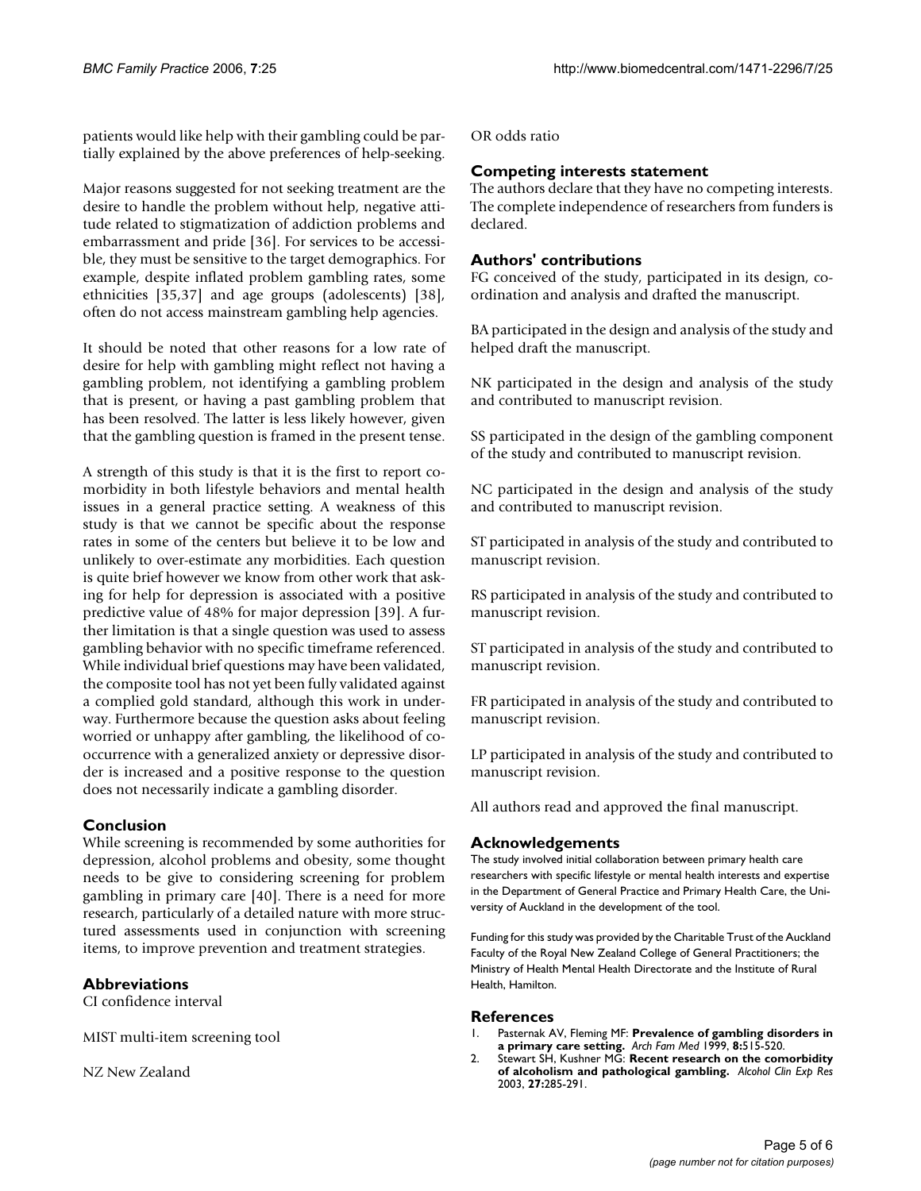patients would like help with their gambling could be partially explained by the above preferences of help-seeking.

Major reasons suggested for not seeking treatment are the desire to handle the problem without help, negative attitude related to stigmatization of addiction problems and embarrassment and pride [36]. For services to be accessible, they must be sensitive to the target demographics. For example, despite inflated problem gambling rates, some ethnicities [35,37] and age groups (adolescents) [38], often do not access mainstream gambling help agencies.

It should be noted that other reasons for a low rate of desire for help with gambling might reflect not having a gambling problem, not identifying a gambling problem that is present, or having a past gambling problem that has been resolved. The latter is less likely however, given that the gambling question is framed in the present tense.

A strength of this study is that it is the first to report comorbidity in both lifestyle behaviors and mental health issues in a general practice setting. A weakness of this study is that we cannot be specific about the response rates in some of the centers but believe it to be low and unlikely to over-estimate any morbidities. Each question is quite brief however we know from other work that asking for help for depression is associated with a positive predictive value of 48% for major depression [39]. A further limitation is that a single question was used to assess gambling behavior with no specific timeframe referenced. While individual brief questions may have been validated, the composite tool has not yet been fully validated against a complied gold standard, although this work in underway. Furthermore because the question asks about feeling worried or unhappy after gambling, the likelihood of co-occurrence with a generalized anxiety or depressive disorder is increased and a positive response to the question does not necessarily indicate a gambling disorder.

## Conclusion

While screening is recommended by some authorities for depression, alcohol problems and obesity, some thought needs to be give to considering screening for problem gambling in primary care [40]. There is a need for more research, particularly of a detailed nature with more structured assessments used in conjunction with screening items, to improve prevention and treatment strategies.

## Abbreviations

CI confidence interval

MIST multi-item screening tool

NZ New Zealand

OR odds ratio

## Competing interests statement

The authors declare that they have no competing interests. The complete independence of researchers from funders is declared.

## Authors' contributions

FG conceived of the study, participated in its design, coordination and analysis and drafted the manuscript.

BA participated in the design and analysis of the study and helped draft the manuscript.

NK participated in the design and analysis of the study and contributed to manuscript revision.

SS participated in the design of the gambling component of the study and contributed to manuscript revision.

NC participated in the design and analysis of the study and contributed to manuscript revision.

ST participated in analysis of the study and contributed to manuscript revision.

RS participated in analysis of the study and contributed to manuscript revision.

ST participated in analysis of the study and contributed to manuscript revision.

FR participated in analysis of the study and contributed to manuscript revision.

LP participated in analysis of the study and contributed to manuscript revision.

All authors read and approved the final manuscript.

## Acknowledgements

The study involved initial collaboration between primary health care researchers with specific lifestyle or mental health interests and expertise in the Department of General Practice and Primary Health Care, the University of Auckland in the development of the tool.

Funding for this study was provided by the Charitable Trust of the Auckland Faculty of the Royal New Zealand College of General Practitioners; the Ministry of Health Mental Health Directorate and the Institute of Rural Health, Hamilton.

## References

1. Pasternak AV, Fleming MF: **Prevalence of gambling disorders in a primary care setting.** *Arch Fam Med* 1999, **8:**515-520.
2. Stewart SH, Kushner MG: **Recent research on the comorbidity of alcoholism and pathological gambling.** *Alcohol Clin Exp Res* 2003, **27:**285-291.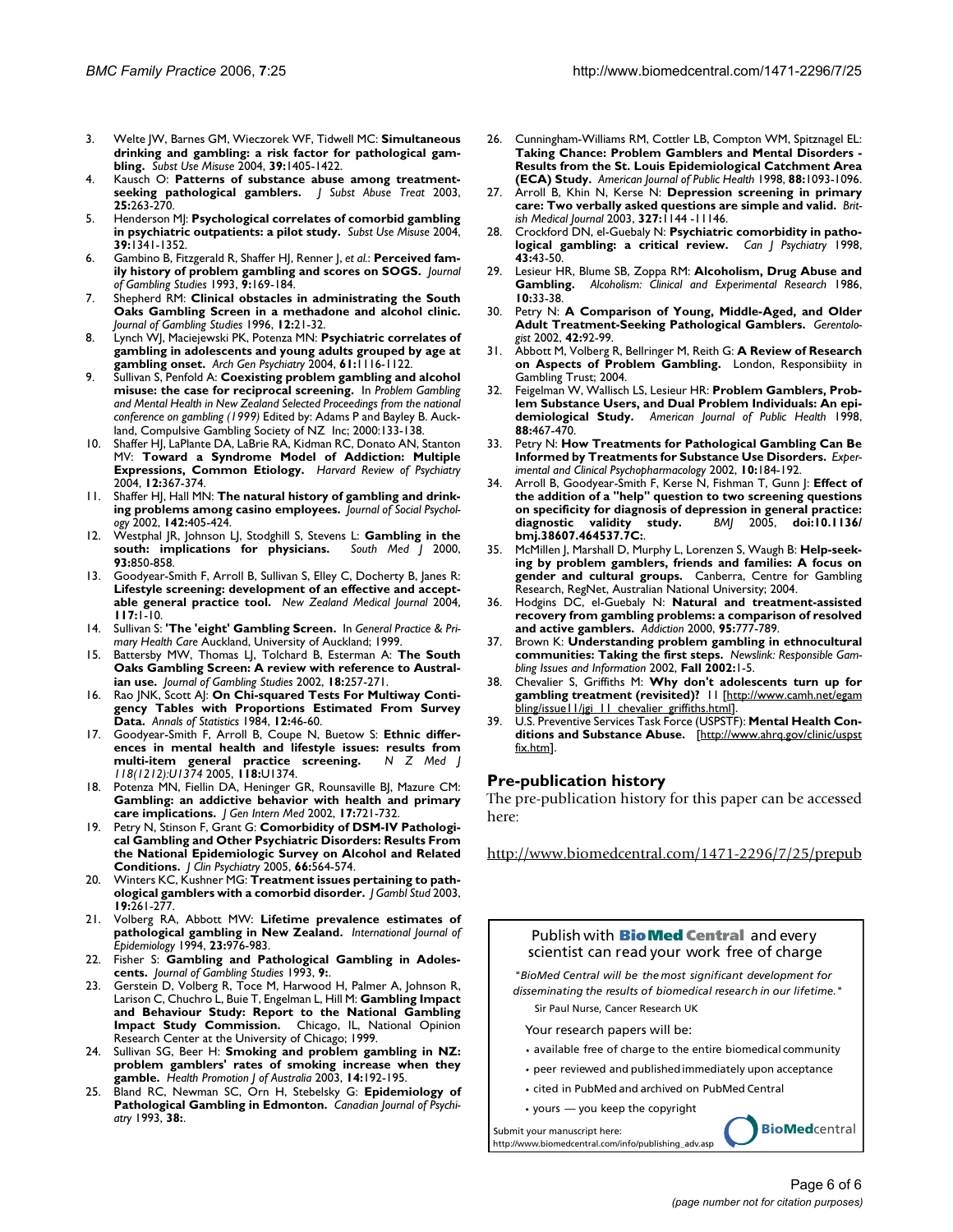3. Welte JW, Barnes GM, Wieczorek WF, Tidwell MC: **Simultaneous drinking and gambling: a risk factor for pathological gambling.** *Subst Use Misuse* 2004, **39:**1405-1422.
4. Kausch O: **Patterns of substance abuse among treatment-seeking pathological gamblers.** *J Subst Abuse Treat* 2003, **25:**263-270.
5. Henderson MJ: **Psychological correlates of comorbid gambling in psychiatric outpatients: a pilot study.** *Subst Use Misuse* 2004, **39:**1341-1352.
6. Gambino B, Fitzgerald R, Shaffer HJ, Renner J, *et al.*: **Perceived family history of problem gambling and scores on SOGS.** *Journal of Gambling Studies* 1993, **9:**169-184.
7. Shepherd RM: **Clinical obstacles in administrating the South Oaks Gambling Screen in a methadone and alcohol clinic.** *Journal of Gambling Studies* 1996, **12:**21-32.
8. Lynch WJ, Maciejewski PK, Potenza MN: **Psychiatric correlates of gambling in adolescents and young adults grouped by age at gambling onset.** *Arch Gen Psychiatry* 2004, **61:**1116-1122.
9. Sullivan S, Penfold A: **Coexisting problem gambling and alcohol misuse: the case for reciprocal screening.** In *Problem Gambling and Mental Health in New Zealand Selected Proceedings from the national conference on gambling (1999)* Edited by: Adams P and Bayley B. Auckland, Compulsive Gambling Society of NZ Inc; 2000:133-138.
10. Shaffer HJ, LaPlante DA, LaBrie RA, Kidman RC, Donato AN, Stanton MV: **Toward a Syndrome Model of Addiction: Multiple Expressions, Common Etiology.** *Harvard Review of Psychiatry* 2004, **12:**367-374.
11. Shaffer HJ, Hall MN: **The natural history of gambling and drinking problems among casino employees.** *Journal of Social Psychology* 2002, **142:**405-424.
12. Westphal JR, Johnson LJ, Stodghill S, Stevens L: **Gambling in the south: implications for physicians.** *South Med J* 2000, **93:**850-858.
13. Goodyear-Smith F, Arroll B, Sullivan S, Elley C, Docherty B, Janes R: **Lifestyle screening: development of an effective and acceptable general practice tool.** *New Zealand Medical Journal* 2004, **117:**1-10.
14. Sullivan S: **'The 'eight' Gambling Screen.** In *General Practice & Primary Health Care* Auckland, University of Auckland; 1999.
15. Battersby MW, Thomas LJ, Tolchard B, Esterman A: **The South Oaks Gambling Screen: A review with reference to Australian use.** *Journal of Gambling Studies* 2002, **18:**257-271.
16. Rao JNK, Scott AJ: **On Chi-squared Tests For Multiway Contigency Tables with Proportions Estimated From Survey Data.** *Annals of Statistics* 1984, **12:**46-60.
17. Goodyear-Smith F, Arroll B, Coupe N, Buetow S: **Ethnic differences in mental health and lifestyle issues: results from multi-item general practice screening.** *N Z Med J 118(1212):U1374* 2005, **118:**U1374.
18. Potenza MN, Fiellin DA, Heninger GR, Rounsaville BJ, Mazure CM: **Gambling: an addictive behavior with health and primary care implications.** *J Gen Intern Med* 2002, **17:**721-732.
19. Petry N, Stinson F, Grant G: **Comorbidity of DSM-IV Pathological Gambling and Other Psychiatric Disorders: Results From the National Epidemiologic Survey on Alcohol and Related Conditions.** *J Clin Psychiatry* 2005, **66:**564-574.
20. Winters KC, Kushner MG: **Treatment issues pertaining to pathological gamblers with a comorbid disorder.** *J Gambl Stud* 2003, **19:**261-277.
21. Volberg RA, Abbott MW: **Lifetime prevalence estimates of pathological gambling in New Zealand.** *International Journal of Epidemiology* 1994, **23:**976-983.
22. Fisher S: **Gambling and Pathological Gambling in Adolescents.** *Journal of Gambling Studies* 1993, **9:**.
23. Gerstein D, Volberg R, Toce M, Harwood H, Palmer A, Johnson R, Larison C, Chuchro L, Buie T, Engelman L, Hill M: **Gambling Impact and Behaviour Study: Report to the National Gambling Impact Study Commission.** Chicago, IL, National Opinion Research Center at the University of Chicago; 1999.
24. Sullivan SG, Beer H: **Smoking and problem gambling in NZ: problem gamblers' rates of smoking increase when they gamble.** *Health Promotion J of Australia* 2003, **14:**192-195.
25. Bland RC, Newman SC, Orn H, Stebelsky G: **Epidemiology of Pathological Gambling in Edmonton.** *Canadian Journal of Psychiatry* 1993, **38:**.
26. Cunningham-Williams RM, Cottler LB, Compton WM, Spitznagel EL: **Taking Chance: Problem Gamblers and Mental Disorders - Results from the St. Louis Epidemiological Catchment Area (ECA) Study.** *American Journal of Public Health* 1998, **88:**1093-1096.
27. Arroll B, Khin N, Kerse N: **Depression screening in primary care: Two verbally asked questions are simple and valid.** *British Medical Journal* 2003, **327:**1144 -11146.
28. Crockford DN, el-Guebaly N: **Psychiatric comorbidity in pathological gambling: a critical review.** *Can J Psychiatry* 1998, **43:**43-50.
29. Lesieur HR, Blume SB, Zoppa RM: **Alcoholism, Drug Abuse and Gambling.** *Alcoholism: Clinical and Experimental Research* 1986, **10:**33-38.
30. Petry N: **A Comparison of Young, Middle-Aged, and Older Adult Treatment-Seeking Pathological Gamblers.** *Gerontologist* 2002, **42:**92-99.
31. Abbott M, Volberg R, Bellringer M, Reith G: **A Review of Research on Aspects of Problem Gambling.** London, Responsibiity in Gambling Trust; 2004.
32. Feigelman W, Wallisch LS, Lesieur HR: **Problem Gamblers, Problem Substance Users, and Dual Problem Individuals: An epidemiological Study.** *American Journal of Public Health* 1998, **88:**467-470.
33. Petry N: **How Treatments for Pathological Gambling Can Be Informed by Treatments for Substance Use Disorders.** *Experimental and Clinical Psychopharmacology* 2002, **10:**184-192.
34. Arroll B, Goodyear-Smith F, Kerse N, Fishman T, Gunn J: **Effect of the addition of a "help" question to two screening questions on specificity for diagnosis of depression in general practice: diagnostic validity study.** *BMJ* 2005, **doi:10.1136/bmj.38607.464537.7C:**.
35. McMillen J, Marshall D, Murphy L, Lorenzen S, Waugh B: **Help-seeking by problem gamblers, friends and families: A focus on gender and cultural groups.** Canberra, Centre for Gambling Research, RegNet, Australian National University; 2004.
36. Hodgins DC, el-Guebaly N: **Natural and treatment-assisted recovery from gambling problems: a comparison of resolved and active gamblers.** *Addiction* 2000, **95:**777-789.
37. Brown K: **Understanding problem gambling in ethnocultural communities: Taking the first steps.** *Newslink: Responsible Gambling Issues and Information* 2002, **Fall 2002:**1-5.
38. Chevalier S, Griffiths M: **Why don't adolescents turn up for gambling treatment (revisited)?** 11 [http://www.camh.net/egambling/issue11/jgi_11_chevalier_griffiths.html].
39. U.S. Preventive Services Task Force (USPSTF): **Mental Health Conditions and Substance Abuse.** [http://www.ahrq.gov/clinic/uspstfix.htm].

## Pre-publication history

The pre-publication history for this paper can be accessed here:

http://www.biomedcentral.com/1471-2296/7/25/prepub

Publish with **BioMed Central** and every scientist can read your work free of charge

*"BioMed Central will be the most significant development for disseminating the results of biomedical research in our lifetime."*

Sir Paul Nurse, Cancer Research UK

Your research papers will be:

- available free of charge to the entire biomedical community
- peer reviewed and published immediately upon acceptance
- cited in PubMed and archived on PubMed Central
- yours — you keep the copyright

Submit your manuscript here:
http://www.biomedcentral.com/info/publishing_adv.asp

BioMedcentral